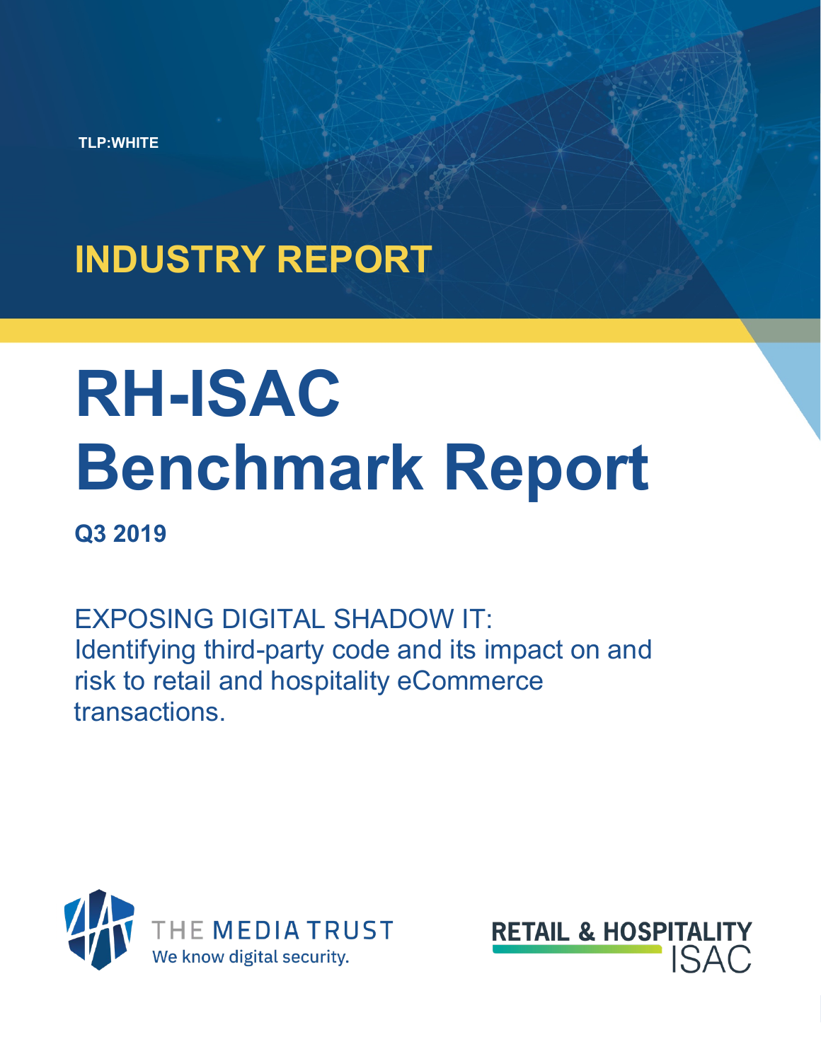TLP:WHITE

INDUSTRY REPORT

# RH-ISAC Benchmark Report

**Q3 2019**

EXPOSING DIGITAL SHADOW IT:
Identifying third-party code and its impact on and risk to retail and hospitality eCommerce transactions.

THE MEDIA TRUST
We know digital security.

RETAIL & HOSPITALITY ISAC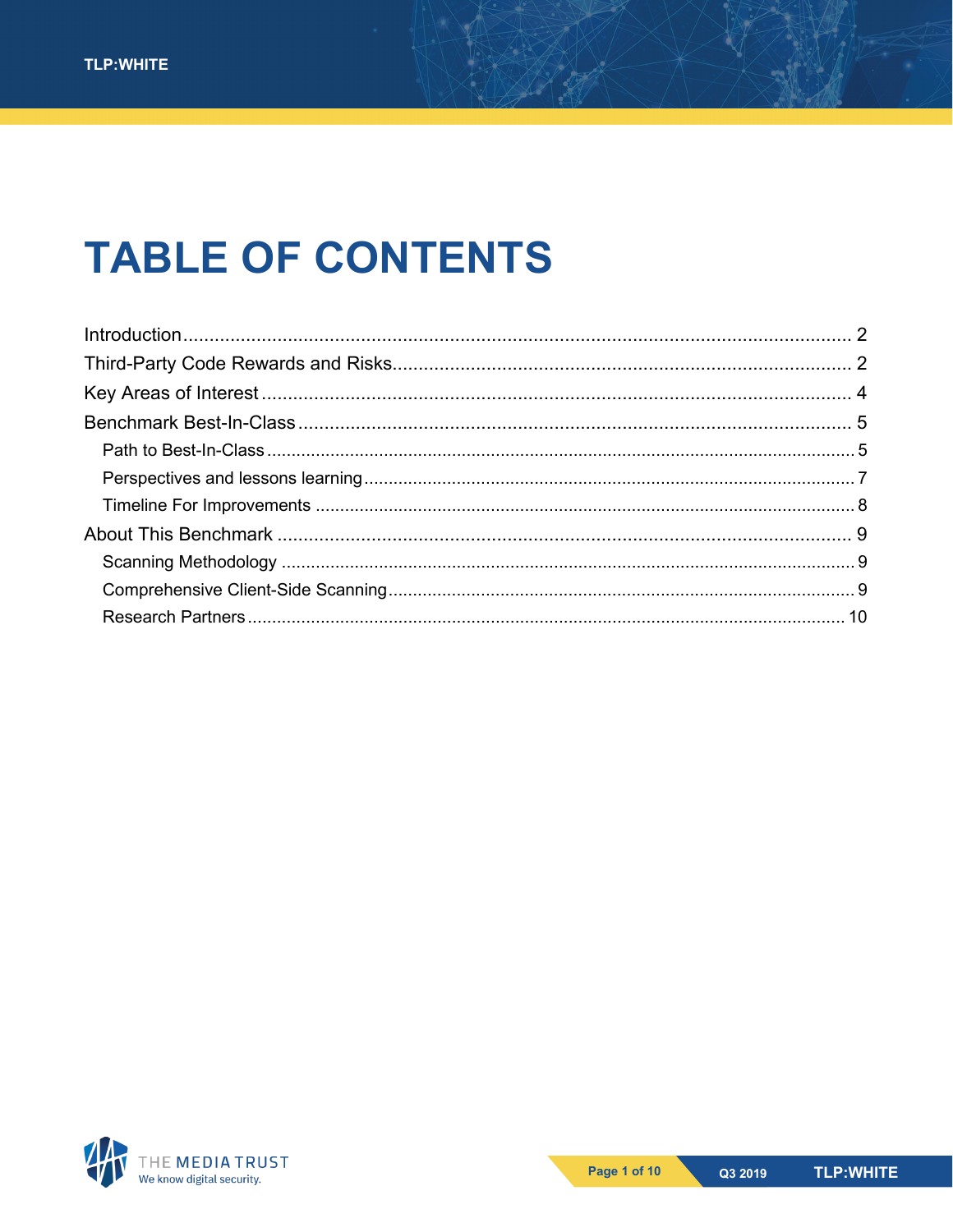# TABLE OF CONTENTS

Introduction .................................................................................................................. 2
Third-Party Code Rewards and Risks......................................................................................... 2
Key Areas of Interest ...................................................................................................... 4
Benchmark Best-In-Class ............................................................................................... 5
  Path to Best-In-Class ........................................................................................................ 5
  Perspectives and lessons learning ...................................................................................... 7
  Timeline For Improvements ............................................................................................... 8
About This Benchmark .................................................................................................. 9
  Scanning Methodology ...................................................................................................... 9
  Comprehensive Client-Side Scanning ................................................................................. 9
  Research Partners ........................................................................................................... 10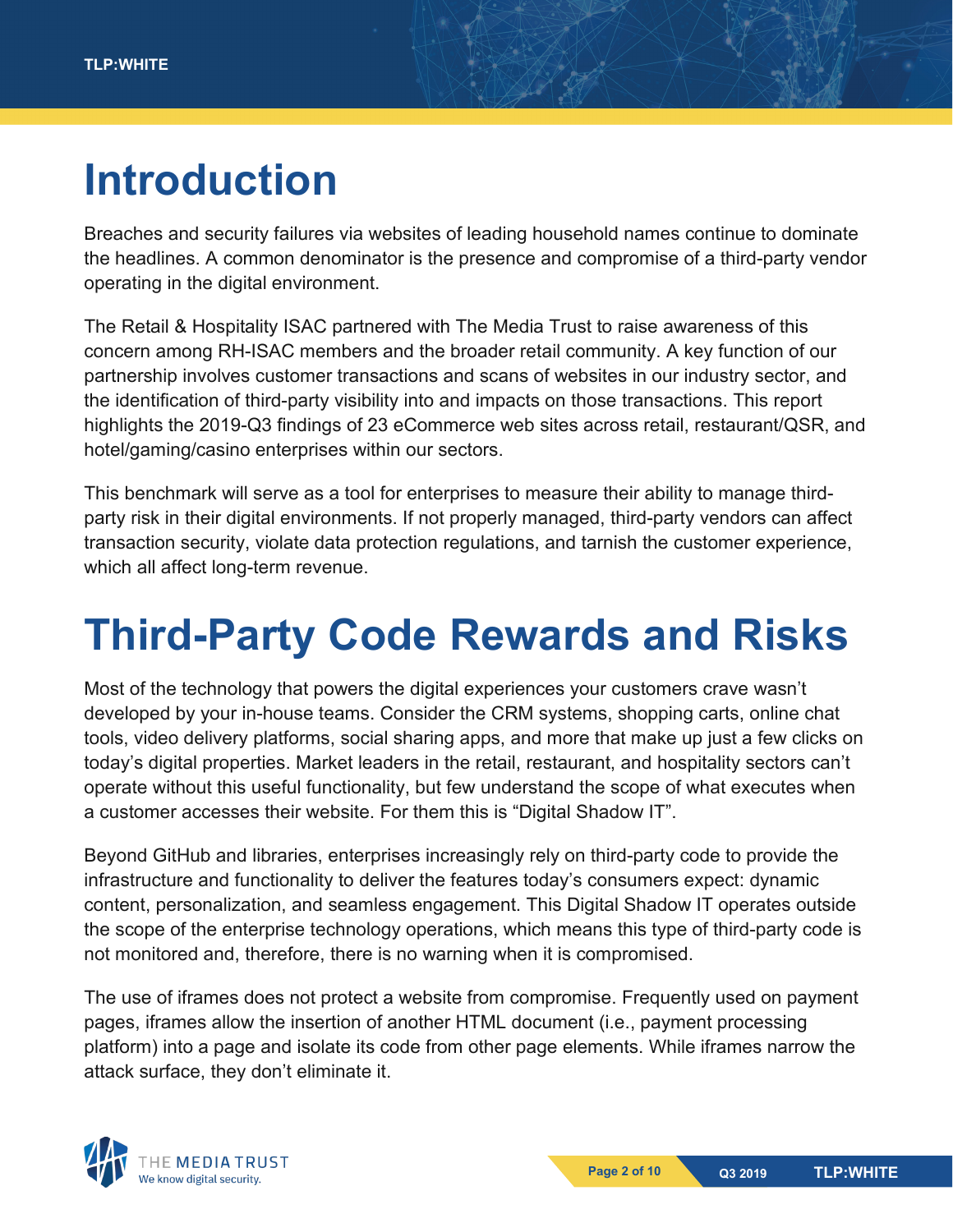# Introduction

Breaches and security failures via websites of leading household names continue to dominate the headlines. A common denominator is the presence and compromise of a third-party vendor operating in the digital environment.

The Retail & Hospitality ISAC partnered with The Media Trust to raise awareness of this concern among RH-ISAC members and the broader retail community. A key function of our partnership involves customer transactions and scans of websites in our industry sector, and the identification of third-party visibility into and impacts on those transactions. This report highlights the 2019-Q3 findings of 23 eCommerce web sites across retail, restaurant/QSR, and hotel/gaming/casino enterprises within our sectors.

This benchmark will serve as a tool for enterprises to measure their ability to manage third-party risk in their digital environments. If not properly managed, third-party vendors can affect transaction security, violate data protection regulations, and tarnish the customer experience, which all affect long-term revenue.

# Third-Party Code Rewards and Risks

Most of the technology that powers the digital experiences your customers crave wasn't developed by your in-house teams. Consider the CRM systems, shopping carts, online chat tools, video delivery platforms, social sharing apps, and more that make up just a few clicks on today's digital properties. Market leaders in the retail, restaurant, and hospitality sectors can't operate without this useful functionality, but few understand the scope of what executes when a customer accesses their website. For them this is "Digital Shadow IT".

Beyond GitHub and libraries, enterprises increasingly rely on third-party code to provide the infrastructure and functionality to deliver the features today's consumers expect: dynamic content, personalization, and seamless engagement. This Digital Shadow IT operates outside the scope of the enterprise technology operations, which means this type of third-party code is not monitored and, therefore, there is no warning when it is compromised.

The use of iframes does not protect a website from compromise. Frequently used on payment pages, iframes allow the insertion of another HTML document (i.e., payment processing platform) into a page and isolate its code from other page elements. While iframes narrow the attack surface, they don't eliminate it.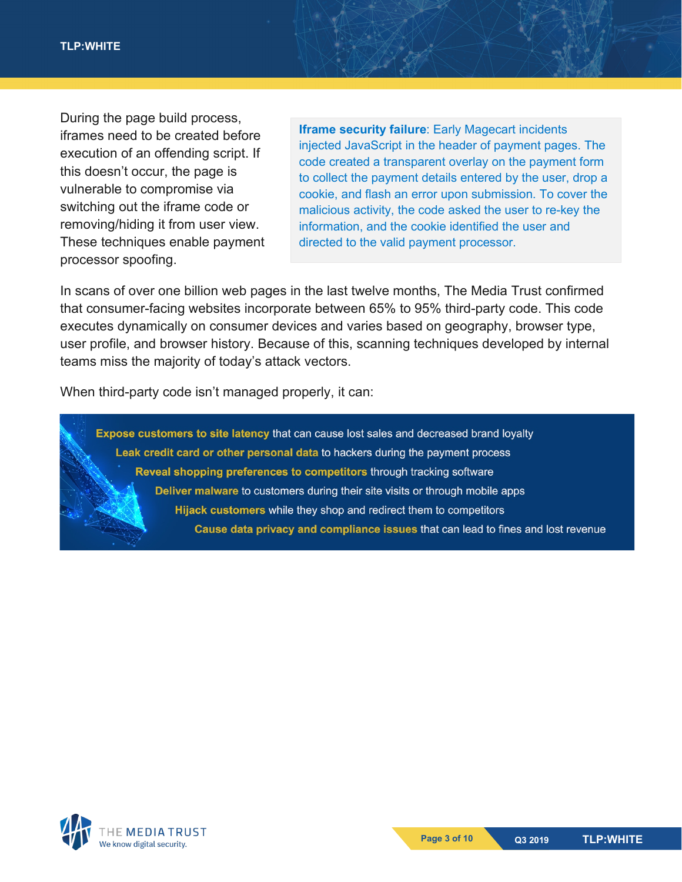During the page build process, iframes need to be created before execution of an offending script. If this doesn't occur, the page is vulnerable to compromise via switching out the iframe code or removing/hiding it from user view. These techniques enable payment processor spoofing.

> **Iframe security failure**: Early Magecart incidents injected JavaScript in the header of payment pages. The code created a transparent overlay on the payment form to collect the payment details entered by the user, drop a cookie, and flash an error upon submission. To cover the malicious activity, the code asked the user to re-key the information, and the cookie identified the user and directed to the valid payment processor.

In scans of over one billion web pages in the last twelve months, The Media Trust confirmed that consumer-facing websites incorporate between 65% to 95% third-party code. This code executes dynamically on consumer devices and varies based on geography, browser type, user profile, and browser history. Because of this, scanning techniques developed by internal teams miss the majority of today's attack vectors.

When third-party code isn't managed properly, it can:

- **Expose customers to site latency** that can cause lost sales and decreased brand loyalty
- **Leak credit card or other personal data** to hackers during the payment process
- **Reveal shopping preferences to competitors** through tracking software
- **Deliver malware** to customers during their site visits or through mobile apps
- **Hijack customers** while they shop and redirect them to competitors
- **Cause data privacy and compliance issues** that can lead to fines and lost revenue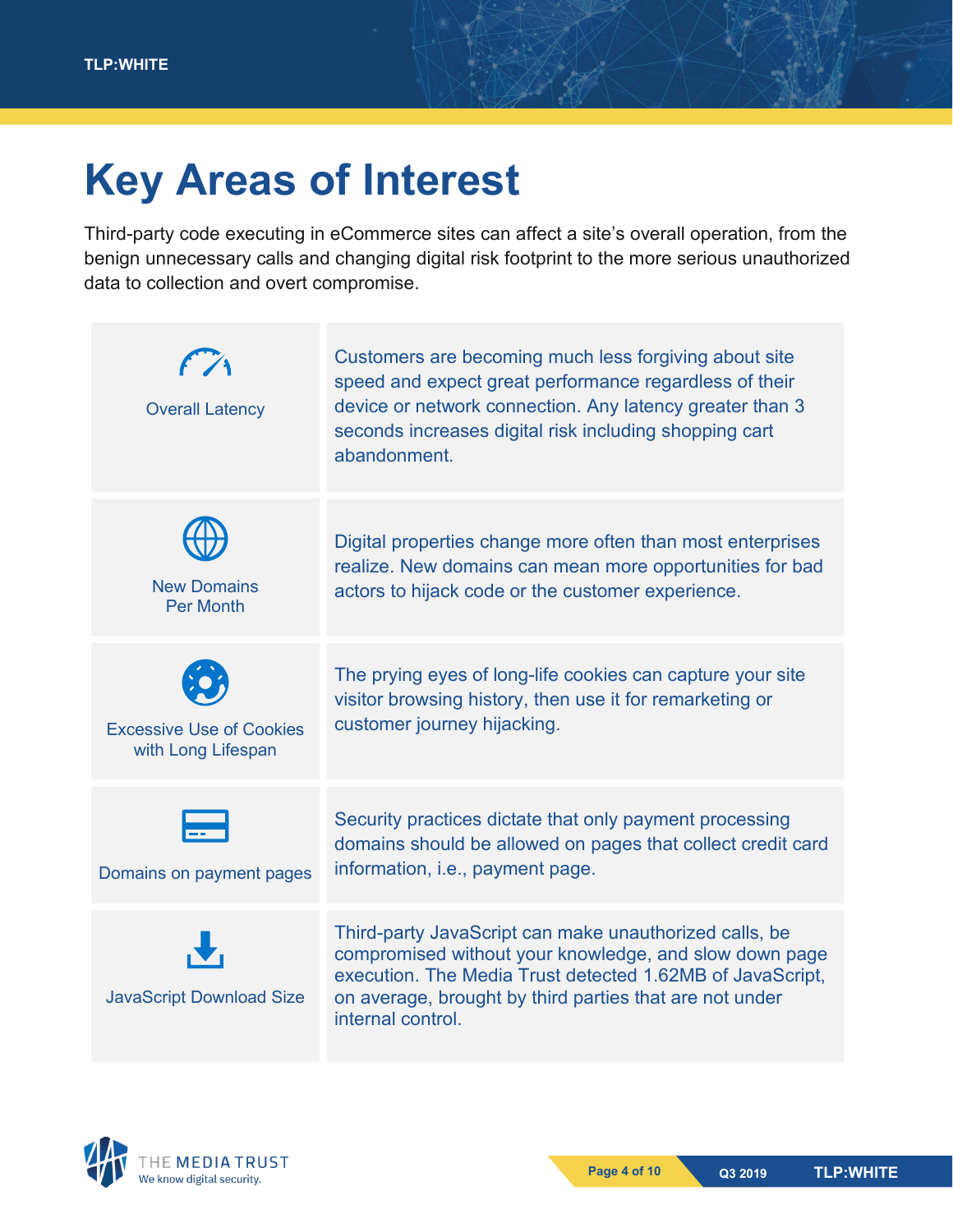# Key Areas of Interest

Third-party code executing in eCommerce sites can affect a site's overall operation, from the benign unnecessary calls and changing digital risk footprint to the more serious unauthorized data to collection and overt compromise.

| | |
|---|---|
| Overall Latency | Customers are becoming much less forgiving about site speed and expect great performance regardless of their device or network connection. Any latency greater than 3 seconds increases digital risk including shopping cart abandonment. |
| New Domains Per Month | Digital properties change more often than most enterprises realize. New domains can mean more opportunities for bad actors to hijack code or the customer experience. |
| Excessive Use of Cookies with Long Lifespan | The prying eyes of long-life cookies can capture your site visitor browsing history, then use it for remarketing or customer journey hijacking. |
| Domains on payment pages | Security practices dictate that only payment processing domains should be allowed on pages that collect credit card information, i.e., payment page. |
| JavaScript Download Size | Third-party JavaScript can make unauthorized calls, be compromised without your knowledge, and slow down page execution. The Media Trust detected 1.62MB of JavaScript, on average, brought by third parties that are not under internal control. |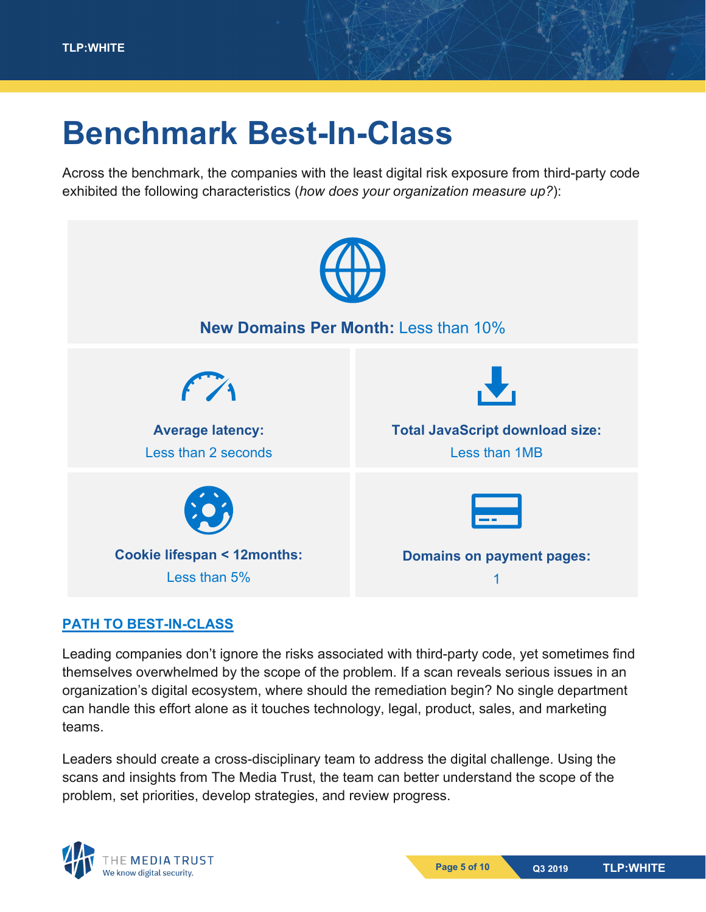# Benchmark Best-In-Class

Across the benchmark, the companies with the least digital risk exposure from third-party code exhibited the following characteristics (*how does your organization measure up?*):

**New Domains Per Month:** Less than 10%

**Average latency:**
Less than 2 seconds

**Total JavaScript download size:**
Less than 1MB

**Cookie lifespan < 12months:**
Less than 5%

**Domains on payment pages:**
1

## PATH TO BEST-IN-CLASS

Leading companies don't ignore the risks associated with third-party code, yet sometimes find themselves overwhelmed by the scope of the problem. If a scan reveals serious issues in an organization's digital ecosystem, where should the remediation begin? No single department can handle this effort alone as it touches technology, legal, product, sales, and marketing teams.

Leaders should create a cross-disciplinary team to address the digital challenge. Using the scans and insights from The Media Trust, the team can better understand the scope of the problem, set priorities, develop strategies, and review progress.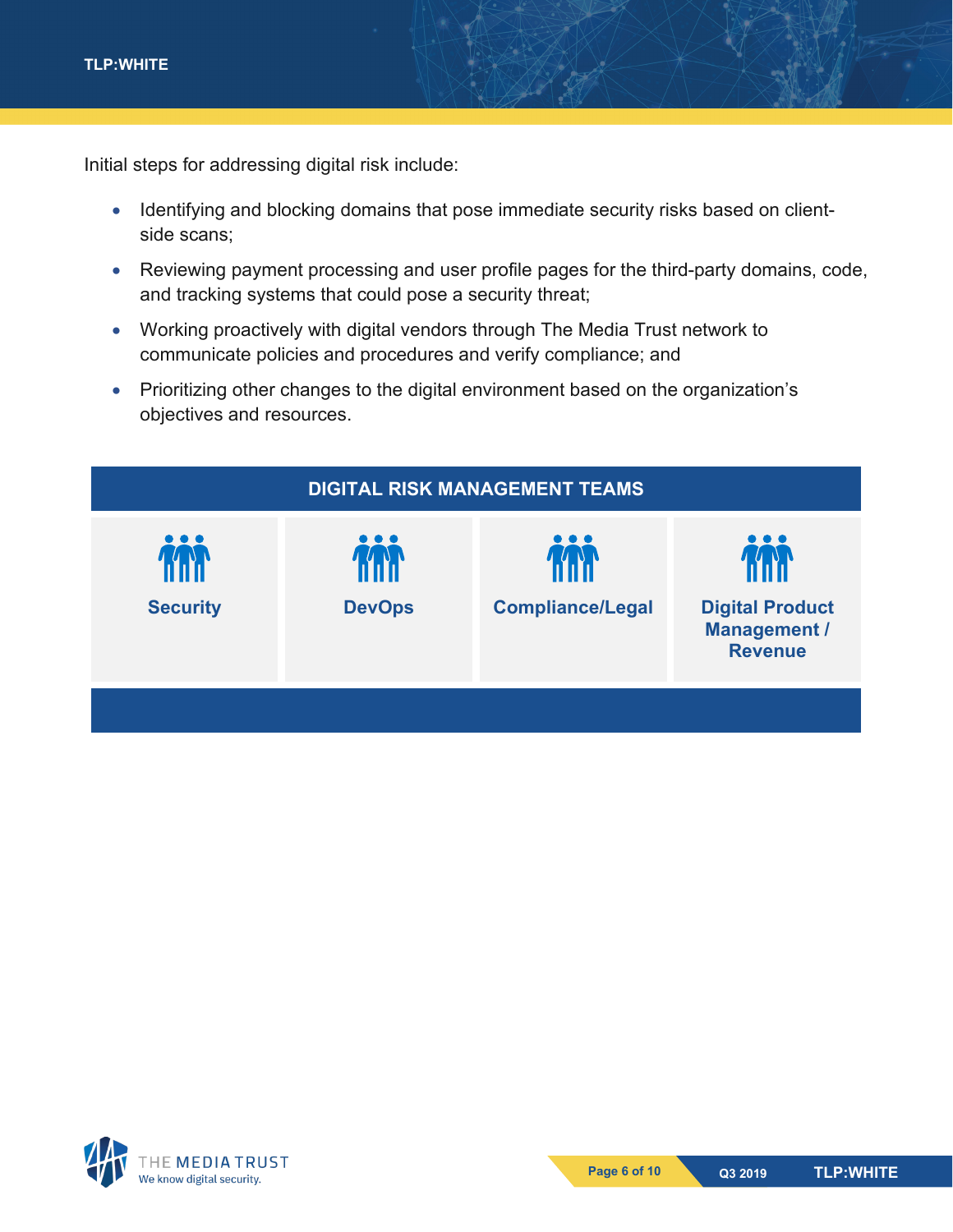Initial steps for addressing digital risk include:

- Identifying and blocking domains that pose immediate security risks based on client-side scans;
- Reviewing payment processing and user profile pages for the third-party domains, code, and tracking systems that could pose a security threat;
- Working proactively with digital vendors through The Media Trust network to communicate policies and procedures and verify compliance; and
- Prioritizing other changes to the digital environment based on the organization's objectives and resources.

| DIGITAL RISK MANAGEMENT TEAMS | | | |
|---|---|---|---|
| Security | DevOps | Compliance/Legal | Digital Product Management / Revenue |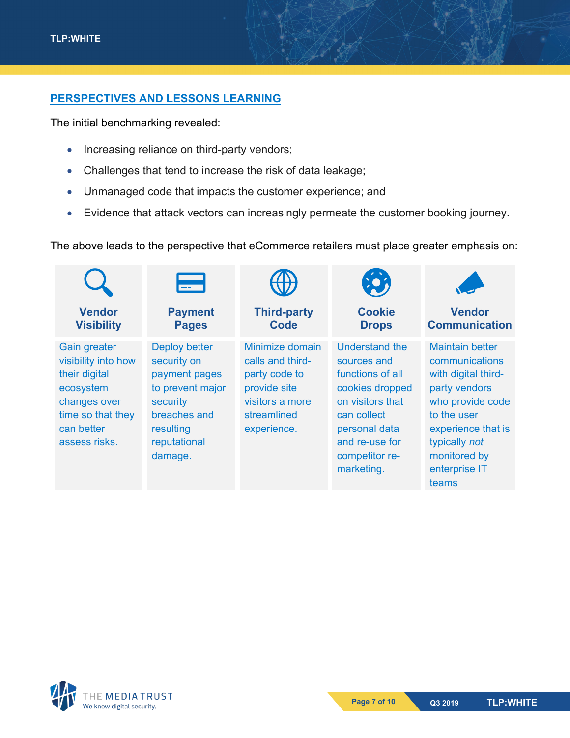## PERSPECTIVES AND LESSONS LEARNING

The initial benchmarking revealed:

- Increasing reliance on third-party vendors;
- Challenges that tend to increase the risk of data leakage;
- Unmanaged code that impacts the customer experience; and
- Evidence that attack vectors can increasingly permeate the customer booking journey.

The above leads to the perspective that eCommerce retailers must place greater emphasis on:

| Vendor Visibility | Payment Pages | Third-party Code | Cookie Drops | Vendor Communication |
|---|---|---|---|---|
| Gain greater visibility into how their digital ecosystem changes over time so that they can better assess risks. | Deploy better security on payment pages to prevent major security breaches and resulting reputational damage. | Minimize domain calls and third-party code to provide site visitors a more streamlined experience. | Understand the sources and functions of all cookies dropped on visitors that can collect personal data and re-use for competitor re-marketing. | Maintain better communications with digital third-party vendors who provide code to the user experience that is typically *not* monitored by enterprise IT teams |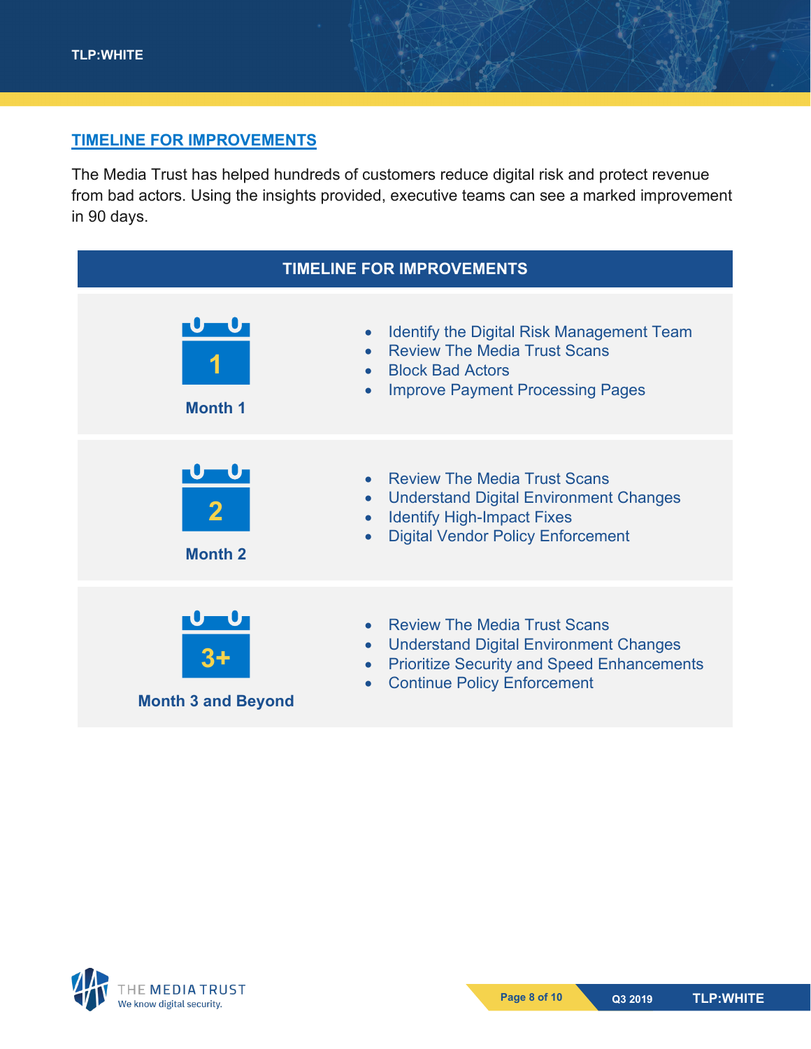## TIMELINE FOR IMPROVEMENTS

The Media Trust has helped hundreds of customers reduce digital risk and protect revenue from bad actors. Using the insights provided, executive teams can see a marked improvement in 90 days.

| TIMELINE FOR IMPROVEMENTS | |
|---|---|
| **1** Month 1 | • Identify the Digital Risk Management Team<br>• Review The Media Trust Scans<br>• Block Bad Actors<br>• Improve Payment Processing Pages |
| **2** Month 2 | • Review The Media Trust Scans<br>• Understand Digital Environment Changes<br>• Identify High-Impact Fixes<br>• Digital Vendor Policy Enforcement |
| **3+** Month 3 and Beyond | • Review The Media Trust Scans<br>• Understand Digital Environment Changes<br>• Prioritize Security and Speed Enhancements<br>• Continue Policy Enforcement |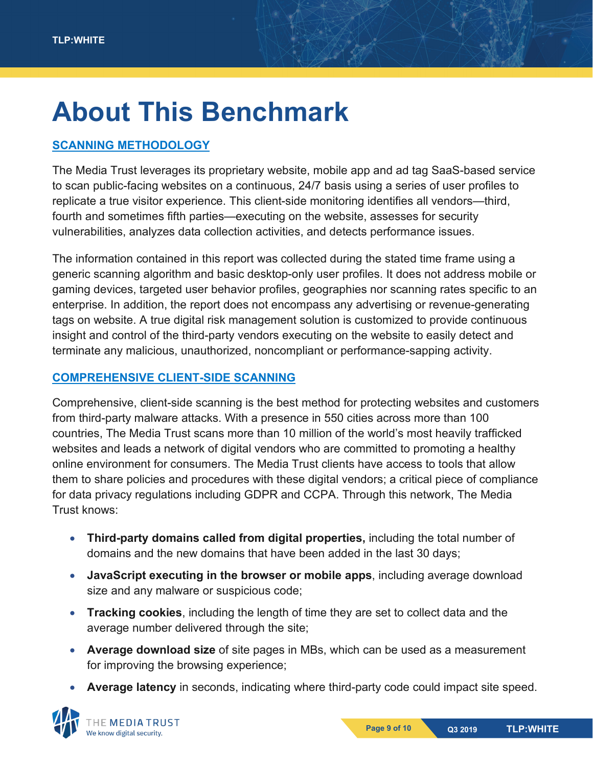# About This Benchmark

## SCANNING METHODOLOGY

The Media Trust leverages its proprietary website, mobile app and ad tag SaaS-based service to scan public-facing websites on a continuous, 24/7 basis using a series of user profiles to replicate a true visitor experience. This client-side monitoring identifies all vendors—third, fourth and sometimes fifth parties—executing on the website, assesses for security vulnerabilities, analyzes data collection activities, and detects performance issues.

The information contained in this report was collected during the stated time frame using a generic scanning algorithm and basic desktop-only user profiles. It does not address mobile or gaming devices, targeted user behavior profiles, geographies nor scanning rates specific to an enterprise. In addition, the report does not encompass any advertising or revenue-generating tags on website. A true digital risk management solution is customized to provide continuous insight and control of the third-party vendors executing on the website to easily detect and terminate any malicious, unauthorized, noncompliant or performance-sapping activity.

## COMPREHENSIVE CLIENT-SIDE SCANNING

Comprehensive, client-side scanning is the best method for protecting websites and customers from third-party malware attacks. With a presence in 550 cities across more than 100 countries, The Media Trust scans more than 10 million of the world's most heavily trafficked websites and leads a network of digital vendors who are committed to promoting a healthy online environment for consumers. The Media Trust clients have access to tools that allow them to share policies and procedures with these digital vendors; a critical piece of compliance for data privacy regulations including GDPR and CCPA. Through this network, The Media Trust knows:

- **Third-party domains called from digital properties,** including the total number of domains and the new domains that have been added in the last 30 days;
- **JavaScript executing in the browser or mobile apps**, including average download size and any malware or suspicious code;
- **Tracking cookies**, including the length of time they are set to collect data and the average number delivered through the site;
- **Average download size** of site pages in MBs, which can be used as a measurement for improving the browsing experience;
- **Average latency** in seconds, indicating where third-party code could impact site speed.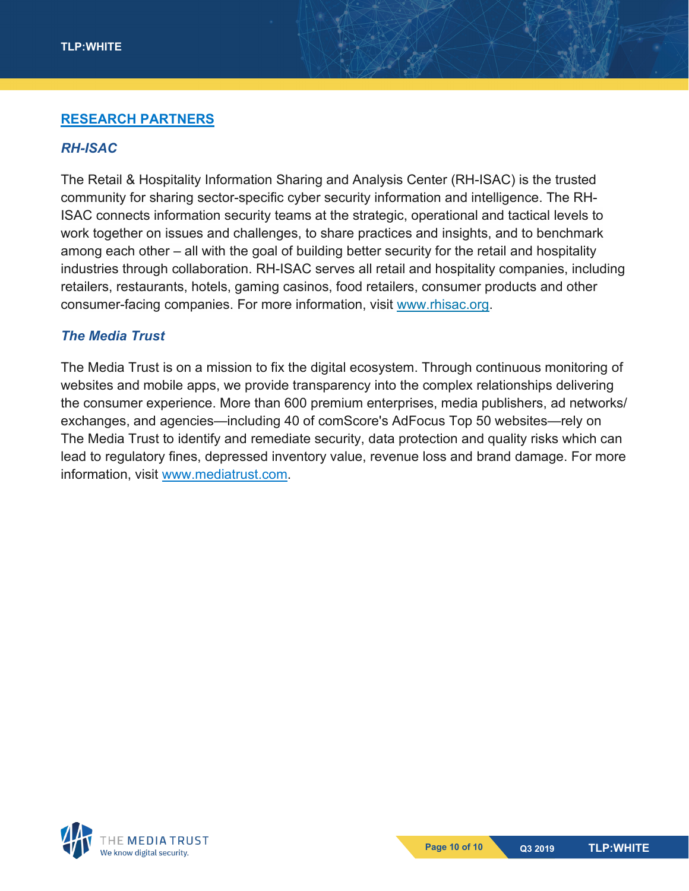## RESEARCH PARTNERS

### *RH-ISAC*

The Retail & Hospitality Information Sharing and Analysis Center (RH-ISAC) is the trusted community for sharing sector-specific cyber security information and intelligence. The RH-ISAC connects information security teams at the strategic, operational and tactical levels to work together on issues and challenges, to share practices and insights, and to benchmark among each other – all with the goal of building better security for the retail and hospitality industries through collaboration. RH-ISAC serves all retail and hospitality companies, including retailers, restaurants, hotels, gaming casinos, food retailers, consumer products and other consumer-facing companies. For more information, visit www.rhisac.org.

### *The Media Trust*

The Media Trust is on a mission to fix the digital ecosystem. Through continuous monitoring of websites and mobile apps, we provide transparency into the complex relationships delivering the consumer experience. More than 600 premium enterprises, media publishers, ad networks/ exchanges, and agencies—including 40 of comScore's AdFocus Top 50 websites—rely on The Media Trust to identify and remediate security, data protection and quality risks which can lead to regulatory fines, depressed inventory value, revenue loss and brand damage. For more information, visit www.mediatrust.com.